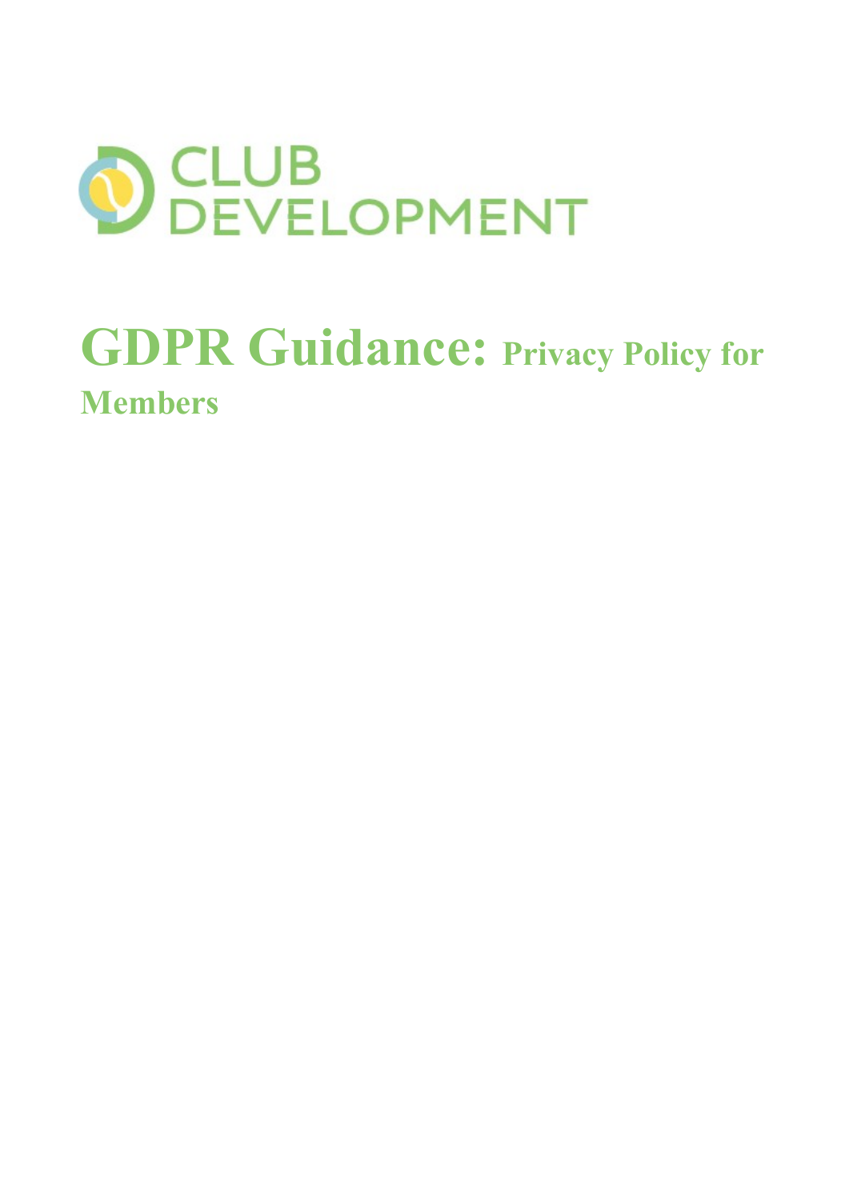CLUB
DEVELOPMENT

# GDPR Guidance: Privacy Policy for Members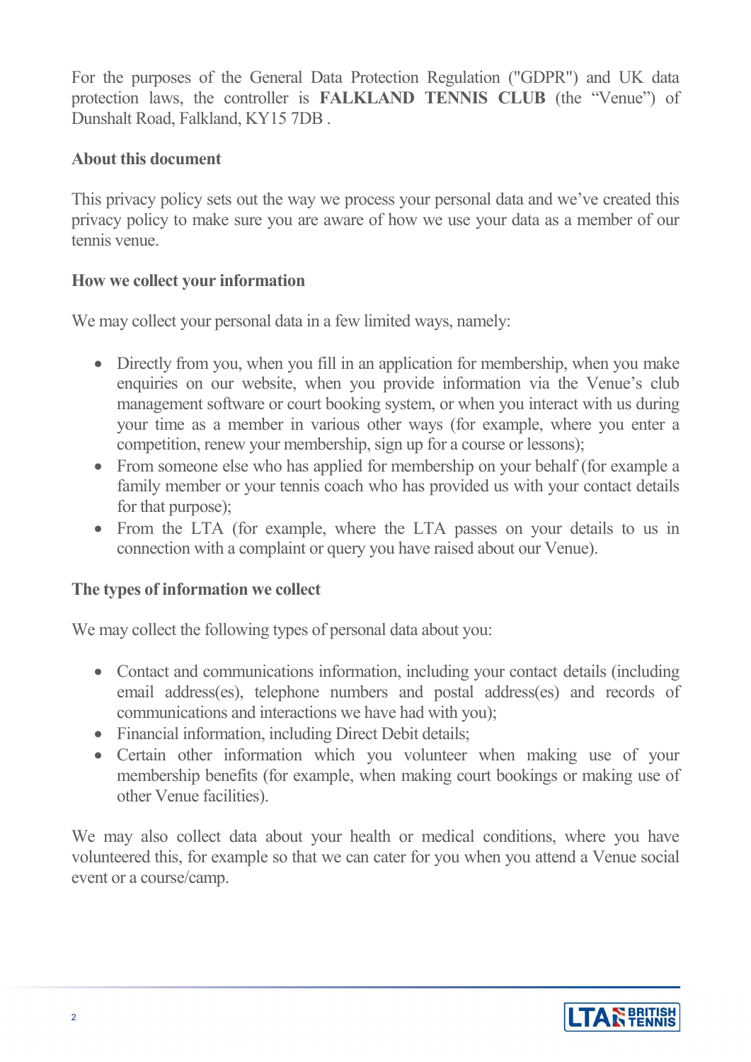For the purposes of the General Data Protection Regulation ("GDPR") and UK data protection laws, the controller is **FALKLAND TENNIS CLUB** (the "Venue") of Dunshalt Road, Falkland, KY15 7DB .

**About this document**

This privacy policy sets out the way we process your personal data and we've created this privacy policy to make sure you are aware of how we use your data as a member of our tennis venue.

**How we collect your information**

We may collect your personal data in a few limited ways, namely:

- Directly from you, when you fill in an application for membership, when you make enquiries on our website, when you provide information via the Venue's club management software or court booking system, or when you interact with us during your time as a member in various other ways (for example, where you enter a competition, renew your membership, sign up for a course or lessons);
- From someone else who has applied for membership on your behalf (for example a family member or your tennis coach who has provided us with your contact details for that purpose);
- From the LTA (for example, where the LTA passes on your details to us in connection with a complaint or query you have raised about our Venue).

**The types of information we collect**

We may collect the following types of personal data about you:

- Contact and communications information, including your contact details (including email address(es), telephone numbers and postal address(es) and records of communications and interactions we have had with you);
- Financial information, including Direct Debit details;
- Certain other information which you volunteer when making use of your membership benefits (for example, when making court bookings or making use of other Venue facilities).

We may also collect data about your health or medical conditions, where you have volunteered this, for example so that we can cater for you when you attend a Venue social event or a course/camp.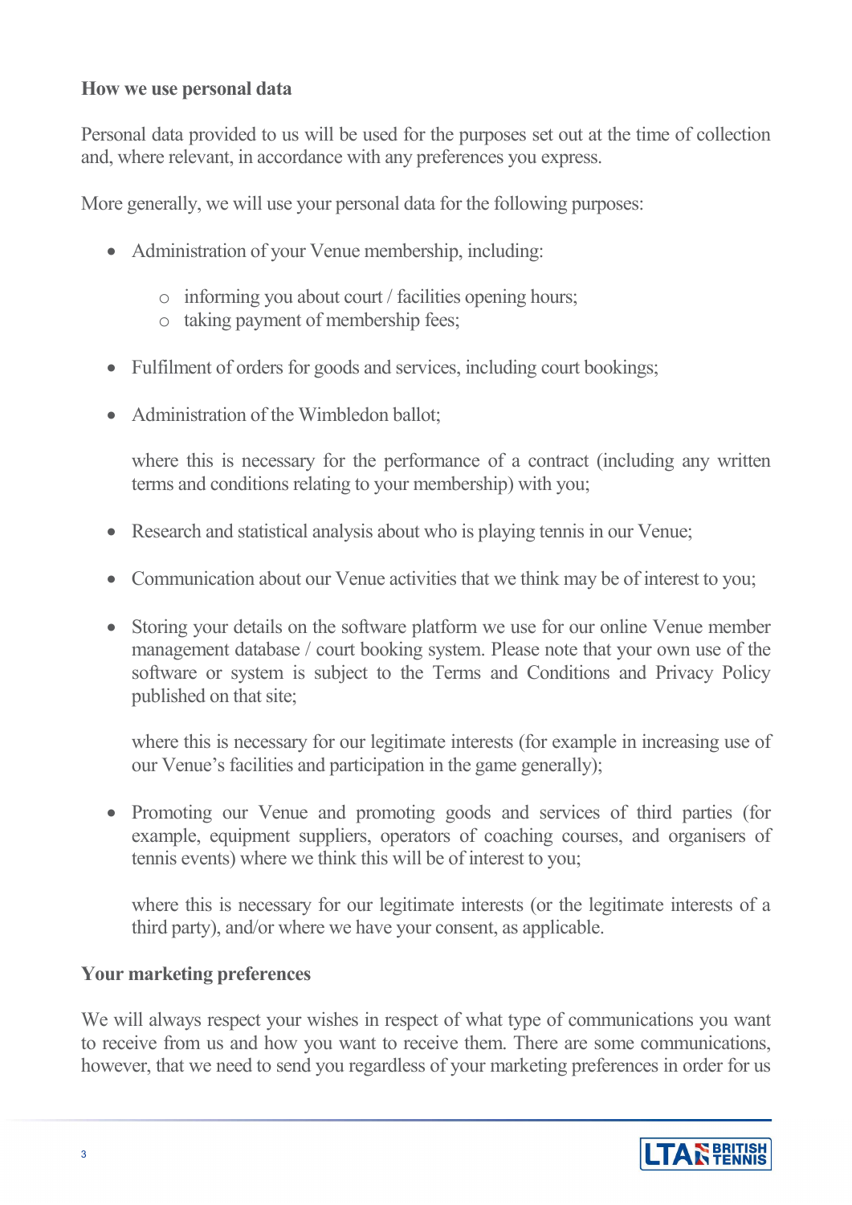**How we use personal data**

Personal data provided to us will be used for the purposes set out at the time of collection and, where relevant, in accordance with any preferences you express.

More generally, we will use your personal data for the following purposes:

- Administration of your Venue membership, including:
    - informing you about court / facilities opening hours;
    - taking payment of membership fees;
- Fulfilment of orders for goods and services, including court bookings;
- Administration of the Wimbledon ballot;

  where this is necessary for the performance of a contract (including any written terms and conditions relating to your membership) with you;

- Research and statistical analysis about who is playing tennis in our Venue;
- Communication about our Venue activities that we think may be of interest to you;
- Storing your details on the software platform we use for our online Venue member management database / court booking system. Please note that your own use of the software or system is subject to the Terms and Conditions and Privacy Policy published on that site;

  where this is necessary for our legitimate interests (for example in increasing use of our Venue's facilities and participation in the game generally);

- Promoting our Venue and promoting goods and services of third parties (for example, equipment suppliers, operators of coaching courses, and organisers of tennis events) where we think this will be of interest to you;

  where this is necessary for our legitimate interests (or the legitimate interests of a third party), and/or where we have your consent, as applicable.

**Your marketing preferences**

We will always respect your wishes in respect of what type of communications you want to receive from us and how you want to receive them. There are some communications, however, that we need to send you regardless of your marketing preferences in order for us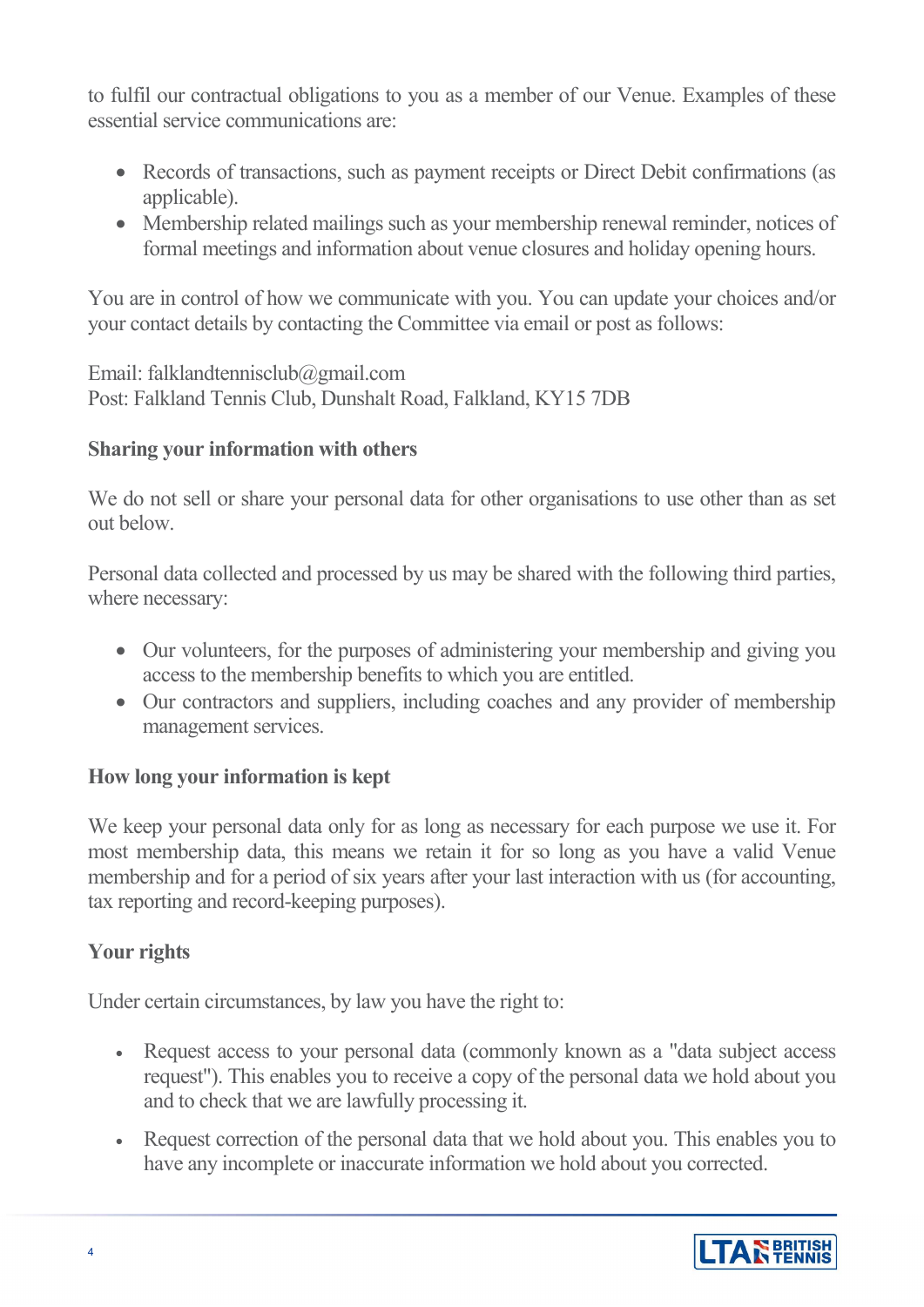to fulfil our contractual obligations to you as a member of our Venue. Examples of these essential service communications are:

- Records of transactions, such as payment receipts or Direct Debit confirmations (as applicable).
- Membership related mailings such as your membership renewal reminder, notices of formal meetings and information about venue closures and holiday opening hours.

You are in control of how we communicate with you. You can update your choices and/or your contact details by contacting the Committee via email or post as follows:

Email: falklandtennisclub@gmail.com
Post: Falkland Tennis Club, Dunshalt Road, Falkland, KY15 7DB

**Sharing your information with others**

We do not sell or share your personal data for other organisations to use other than as set out below.

Personal data collected and processed by us may be shared with the following third parties, where necessary:

- Our volunteers, for the purposes of administering your membership and giving you access to the membership benefits to which you are entitled.
- Our contractors and suppliers, including coaches and any provider of membership management services.

**How long your information is kept**

We keep your personal data only for as long as necessary for each purpose we use it. For most membership data, this means we retain it for so long as you have a valid Venue membership and for a period of six years after your last interaction with us (for accounting, tax reporting and record-keeping purposes).

**Your rights**

Under certain circumstances, by law you have the right to:

- Request access to your personal data (commonly known as a "data subject access request"). This enables you to receive a copy of the personal data we hold about you and to check that we are lawfully processing it.
- Request correction of the personal data that we hold about you. This enables you to have any incomplete or inaccurate information we hold about you corrected.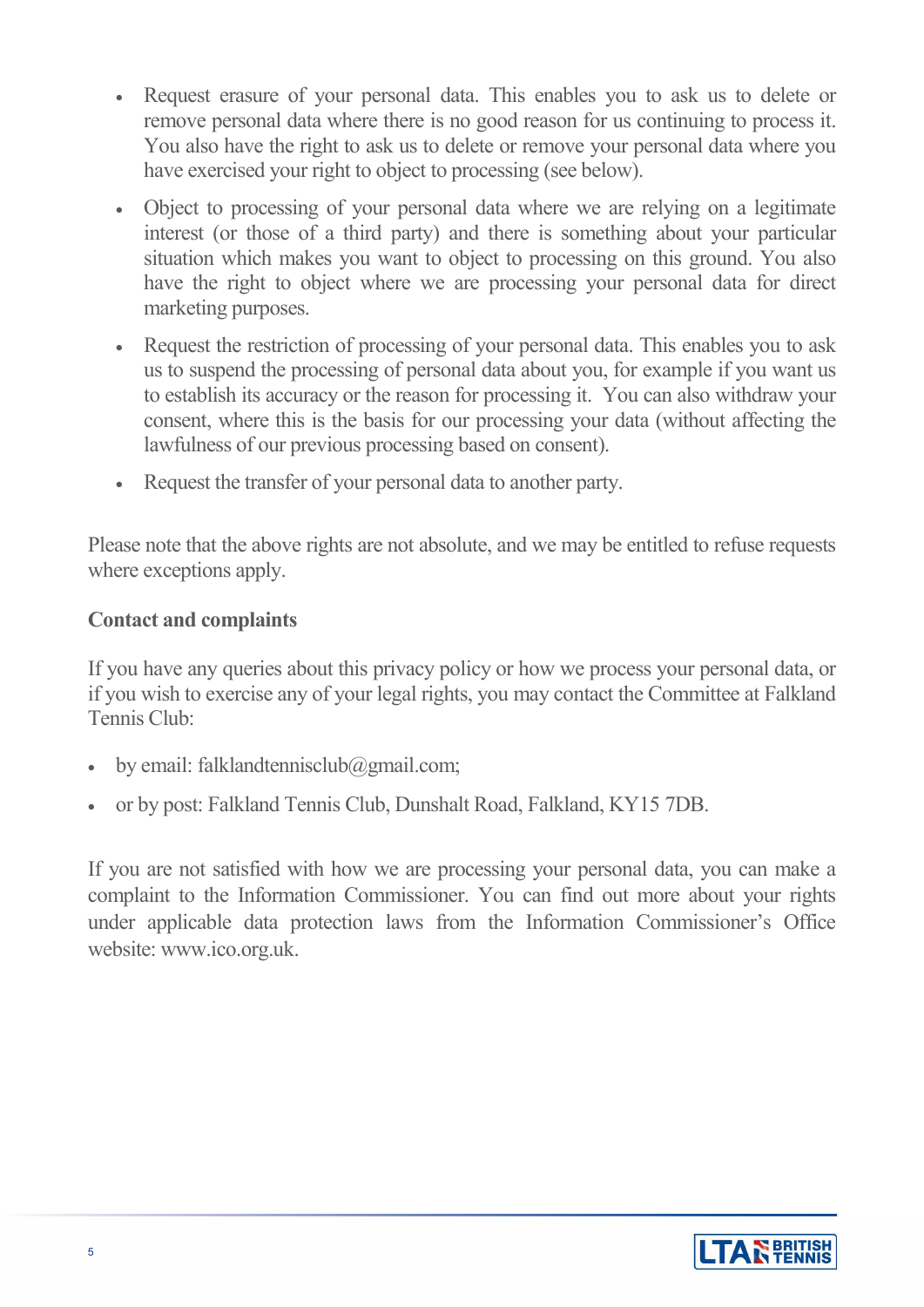- Request erasure of your personal data. This enables you to ask us to delete or remove personal data where there is no good reason for us continuing to process it. You also have the right to ask us to delete or remove your personal data where you have exercised your right to object to processing (see below).
- Object to processing of your personal data where we are relying on a legitimate interest (or those of a third party) and there is something about your particular situation which makes you want to object to processing on this ground. You also have the right to object where we are processing your personal data for direct marketing purposes.
- Request the restriction of processing of your personal data. This enables you to ask us to suspend the processing of personal data about you, for example if you want us to establish its accuracy or the reason for processing it. You can also withdraw your consent, where this is the basis for our processing your data (without affecting the lawfulness of our previous processing based on consent).
- Request the transfer of your personal data to another party.

Please note that the above rights are not absolute, and we may be entitled to refuse requests where exceptions apply.

**Contact and complaints**

If you have any queries about this privacy policy or how we process your personal data, or if you wish to exercise any of your legal rights, you may contact the Committee at Falkland Tennis Club:

- by email: falklandtennisclub@gmail.com;
- or by post: Falkland Tennis Club, Dunshalt Road, Falkland, KY15 7DB.

If you are not satisfied with how we are processing your personal data, you can make a complaint to the Information Commissioner. You can find out more about your rights under applicable data protection laws from the Information Commissioner's Office website: www.ico.org.uk.